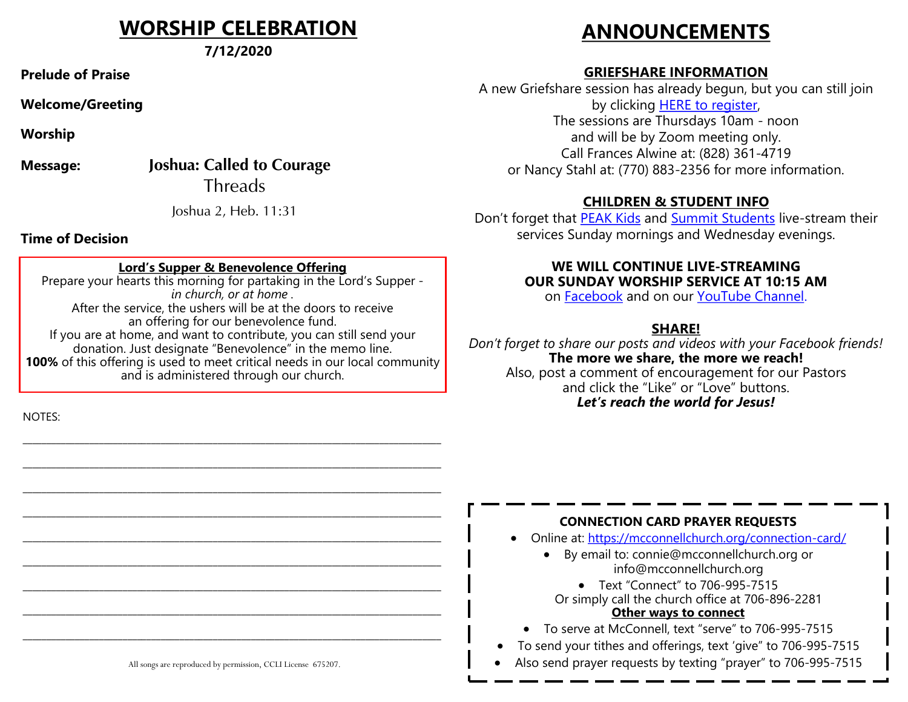# WORSHIP CELEBRATION

**7/12/2020**

**Prelude of Praise**

**Welcome/Greeting**

**Worship**

**Message:** **Joshua: Called to Courage**

Threads

Joshua 2, Heb. 11:31

**Time of Decision**

**Lord's Supper & Benevolence Offering**

Prepare your hearts this morning for partaking in the Lord's Supper - *in church, or at home* .
After the service, the ushers will be at the doors to receive an offering for our benevolence fund.
If you are at home, and want to contribute, you can still send your donation. Just designate "Benevolence" in the memo line.
**100%** of this offering is used to meet critical needs in our local community and is administered through our church.

NOTES:

___________________________________________

___________________________________________

___________________________________________

___________________________________________

___________________________________________

___________________________________________

___________________________________________

___________________________________________

___________________________________________

All songs are reproduced by permission, CCLI License 675207.

# ANNOUNCEMENTS

## GRIEFSHARE INFORMATION

A new Griefshare session has already begun, but you can still join by clicking HERE to register,
The sessions are Thursdays 10am - noon and will be by Zoom meeting only.
Call Frances Alwine at: (828) 361-4719 or Nancy Stahl at: (770) 883-2356 for more information.

## CHILDREN & STUDENT INFO

Don't forget that PEAK Kids and Summit Students live-stream their services Sunday mornings and Wednesday evenings.

**WE WILL CONTINUE LIVE-STREAMING OUR SUNDAY WORSHIP SERVICE AT 10:15 AM**
on Facebook and on our YouTube Channel.

## SHARE!

*Don't forget to share our posts and videos with your Facebook friends!*
**The more we share, the more we reach!**
Also, post a comment of encouragement for our Pastors and click the "Like" or "Love" buttons.
***Let's reach the world for Jesus!***

**CONNECTION CARD PRAYER REQUESTS**

- Online at: https://mcconnellchurch.org/connection-card/
- By email to: connie@mcconnellchurch.org or info@mcconnellchurch.org
- Text "Connect" to 706-995-7515

Or simply call the church office at 706-896-2281

**Other ways to connect**

- To serve at McConnell, text "serve" to 706-995-7515
- To send your tithes and offerings, text 'give" to 706-995-7515
- Also send prayer requests by texting "prayer" to 706-995-7515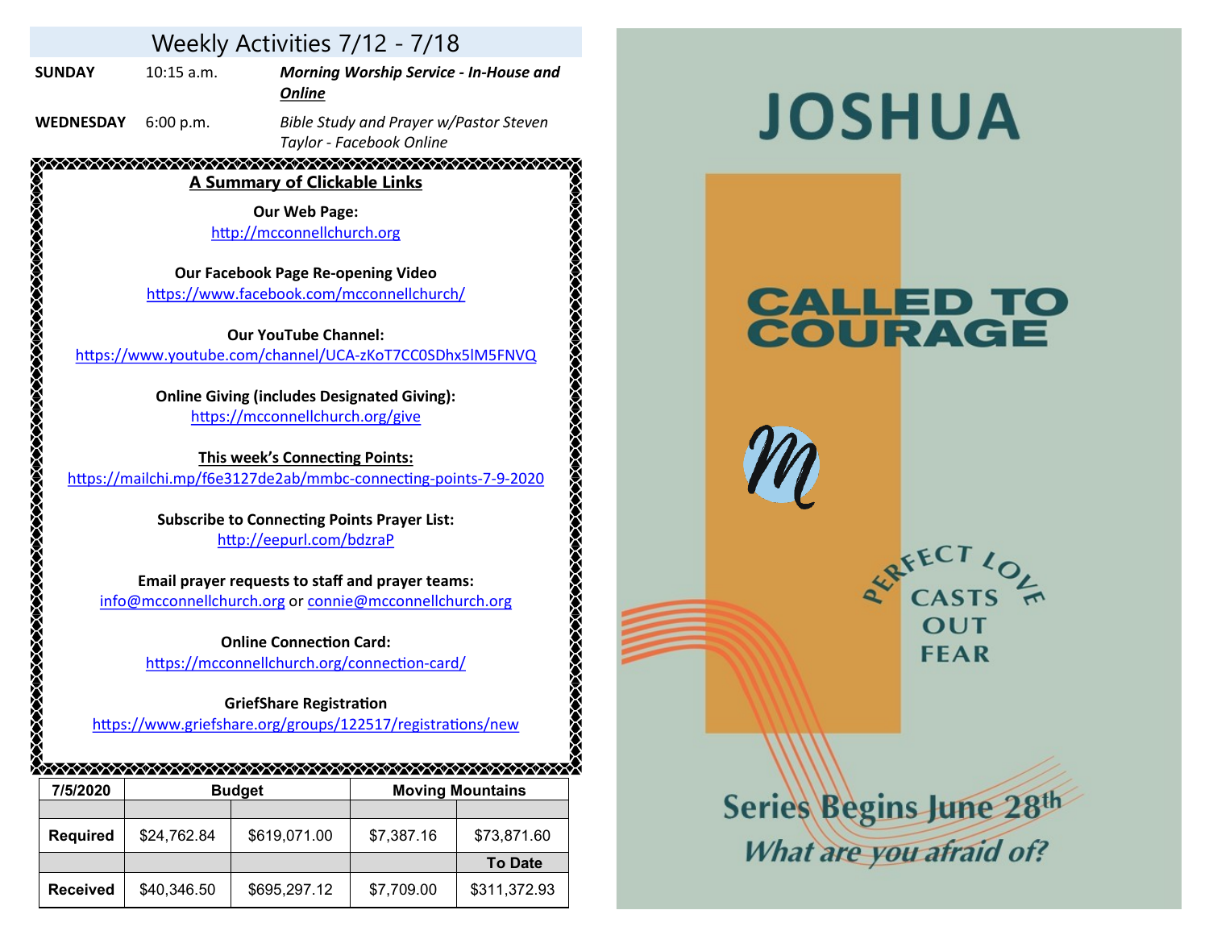## Weekly Activities 7/12 - 7/18

| | | |
|---|---|---|
| **SUNDAY** | 10:15 a.m. | ***Morning Worship Service - In-House and Online*** |
| **WEDNESDAY** | 6:00 p.m. | *Bible Study and Prayer w/Pastor Steven Taylor - Facebook Online* |

### A Summary of Clickable Links

**Our Web Page:**
http://mcconnellchurch.org

**Our Facebook Page Re-opening Video**
https://www.facebook.com/mcconnellchurch/

**Our YouTube Channel:**
https://www.youtube.com/channel/UCA-zKoT7CC0SDhx5lM5FNVQ

**Online Giving (includes Designated Giving):**
https://mcconnellchurch.org/give

**This week's Connecting Points:**
https://mailchi.mp/f6e3127de2ab/mmbc-connecting-points-7-9-2020

**Subscribe to Connecting Points Prayer List:**
http://eepurl.com/bdzraP

**Email prayer requests to staff and prayer teams:**
info@mcconnellchurch.org or connie@mcconnellchurch.org

**Online Connection Card:**
https://mcconnellchurch.org/connection-card/

**GriefShare Registration**
https://www.griefshare.org/groups/122517/registrations/new

| 7/5/2020 | Budget | | Moving Mountains | |
|---|---|---|---|---|
| | | | | |
| **Required** | $24,762.84 | $619,071.00 | $7,387.16 | $73,871.60 |
| | | | | **To Date** |
| **Received** | $40,346.50 | $695,297.12 | $7,709.00 | $311,372.93 |

# JOSHUA

## CALLED TO COURAGE

PERFECT LOVE CASTS OUT FEAR

**Series Begins June 28th**

***What are you afraid of?***